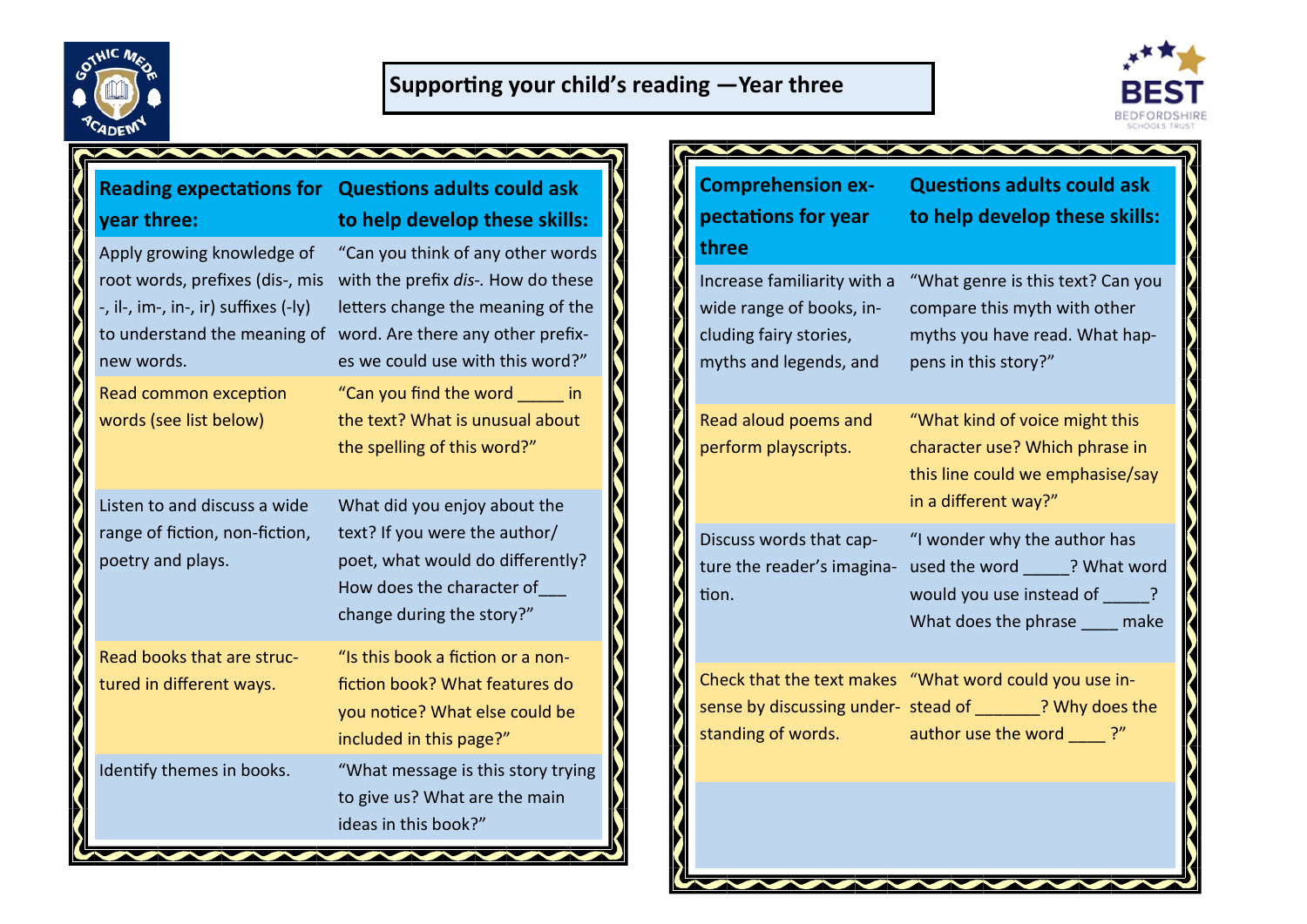# Supporting your child's reading —Year three

| Reading expectations for year three: | Questions adults could ask to help develop these skills: |
| --- | --- |
| Apply growing knowledge of root words, prefixes (dis-, mis -, il-, im-, in-, ir) suffixes (-ly) to understand the meaning of new words. | "Can you think of any other words with the prefix *dis-*. How do these letters change the meaning of the word. Are there any other prefixes we could use with this word?" |
| Read common exception words (see list below) | "Can you find the word _____ in the text? What is unusual about the spelling of this word?" |
| Listen to and discuss a wide range of fiction, non-fiction, poetry and plays. | What did you enjoy about the text? If you were the author/poet, what would do differently? How does the character of___ change during the story?" |
| Read books that are structured in different ways. | "Is this book a fiction or a non-fiction book? What features do you notice? What else could be included in this page?" |
| Identify themes in books. | "What message is this story trying to give us? What are the main ideas in this book?" |

| Comprehension expectations for year three | Questions adults could ask to help develop these skills: |
| --- | --- |
| Increase familiarity with a wide range of books, including fairy stories, myths and legends, and | "What genre is this text? Can you compare this myth with other myths you have read. What happens in this story?" |
| Read aloud poems and perform playscripts. | "What kind of voice might this character use? Which phrase in this line could we emphasise/say in a different way?" |
| Discuss words that capture the reader's imagination. | "I wonder why the author has used the word _____? What word would you use instead of _____? What does the phrase ____ make |
| Check that the text makes sense by discussing understanding of words. | "What word could you use instead of _______? Why does the author use the word ____ ?" |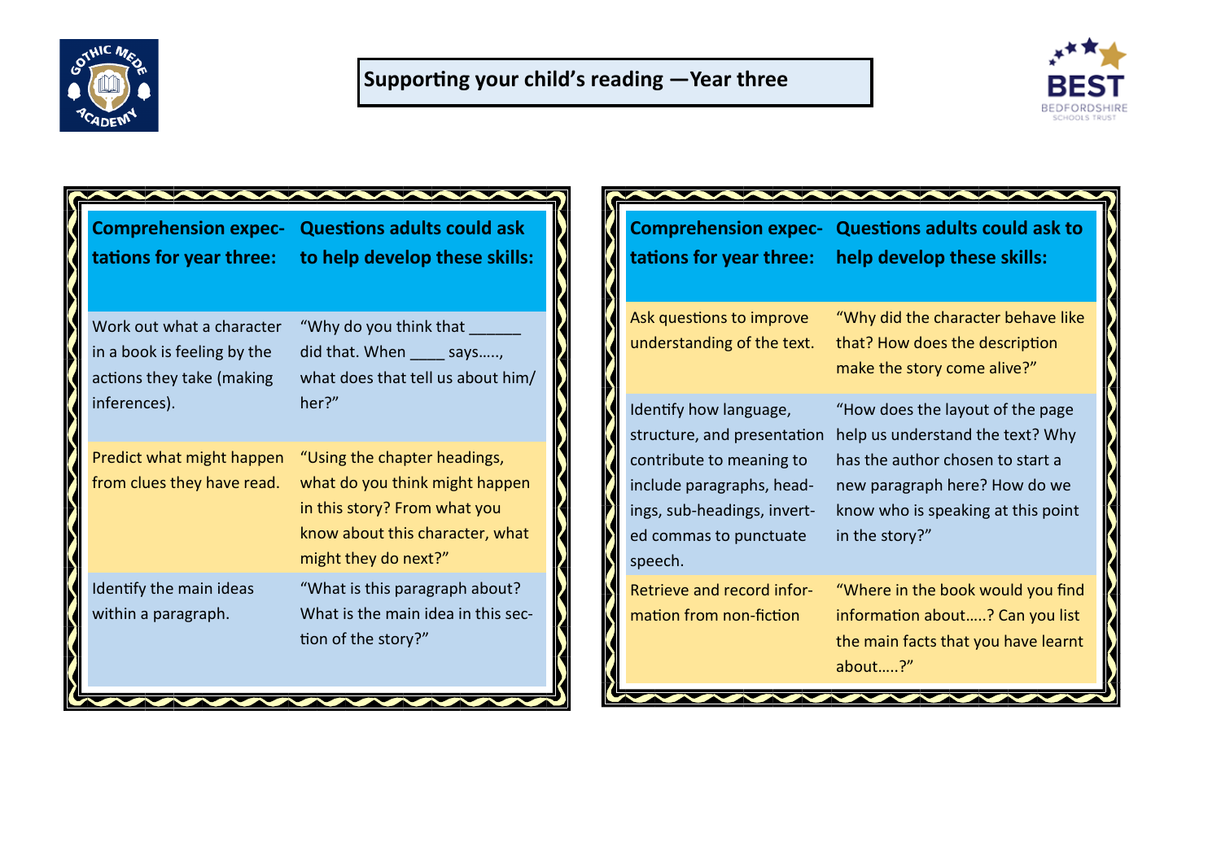# Supporting your child's reading —Year three

| Comprehension expectations for year three: | Questions adults could ask to help develop these skills: |
| --- | --- |
| Work out what a character in a book is feeling by the actions they take (making inferences). | "Why do you think that ______ did that. When ____ says….., what does that tell us about him/her?" |
| Predict what might happen from clues they have read. | "Using the chapter headings, what do you think might happen in this story? From what you know about this character, what might they do next?" |
| Identify the main ideas within a paragraph. | "What is this paragraph about? What is the main idea in this section of the story?" |

| Comprehension expectations for year three: | Questions adults could ask to help develop these skills: |
| --- | --- |
| Ask questions to improve understanding of the text. | "Why did the character behave like that? How does the description make the story come alive?" |
| Identify how language, structure, and presentation contribute to meaning to include paragraphs, headings, sub-headings, inverted commas to punctuate speech. | "How does the layout of the page help us understand the text? Why has the author chosen to start a new paragraph here? How do we know who is speaking at this point in the story?" |
| Retrieve and record information from non-fiction | "Where in the book would you find information about…..? Can you list the main facts that you have learnt about…..?" |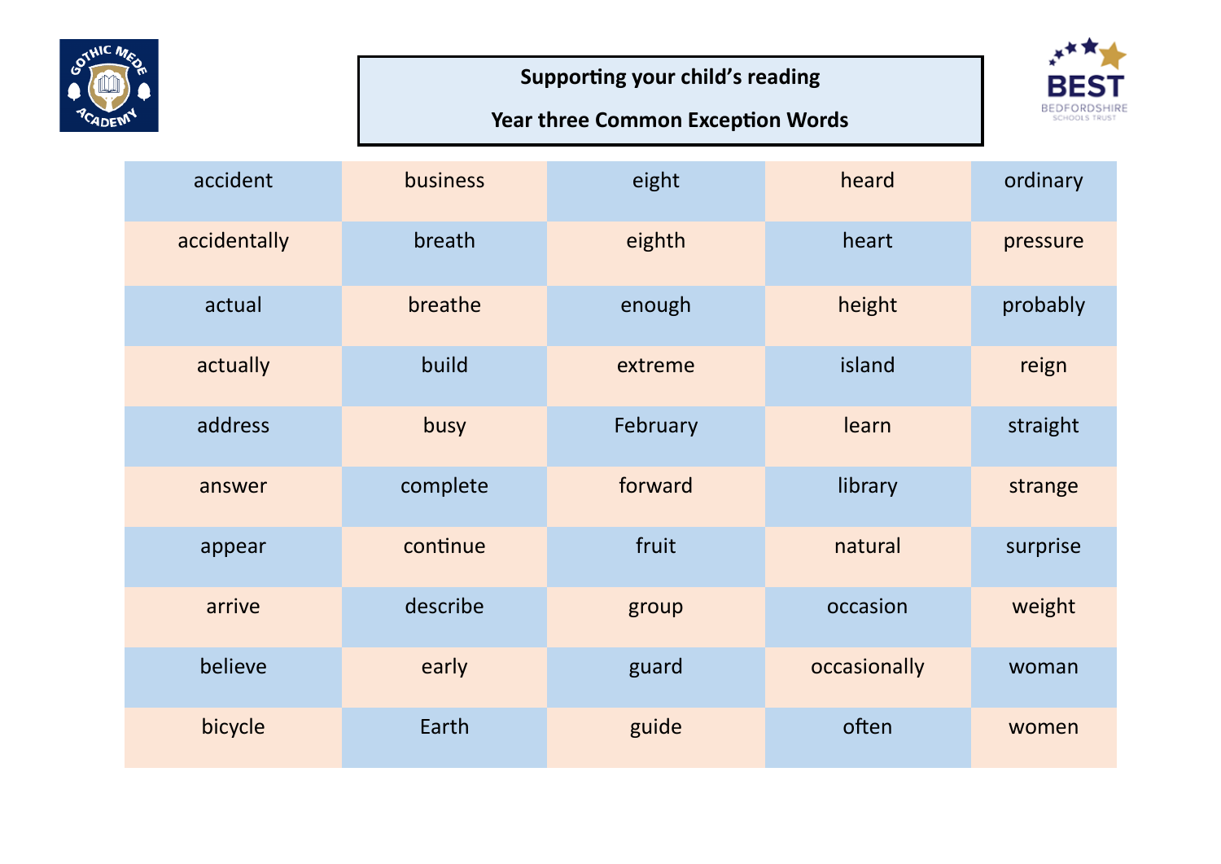**Supporting your child's reading**

**Year three Common Exception Words**

| | | | | |
|---|---|---|---|---|
| accident | business | eight | heard | ordinary |
| accidentally | breath | eighth | heart | pressure |
| actual | breathe | enough | height | probably |
| actually | build | extreme | island | reign |
| address | busy | February | learn | straight |
| answer | complete | forward | library | strange |
| appear | continue | fruit | natural | surprise |
| arrive | describe | group | occasion | weight |
| believe | early | guard | occasionally | woman |
| bicycle | Earth | guide | often | women |